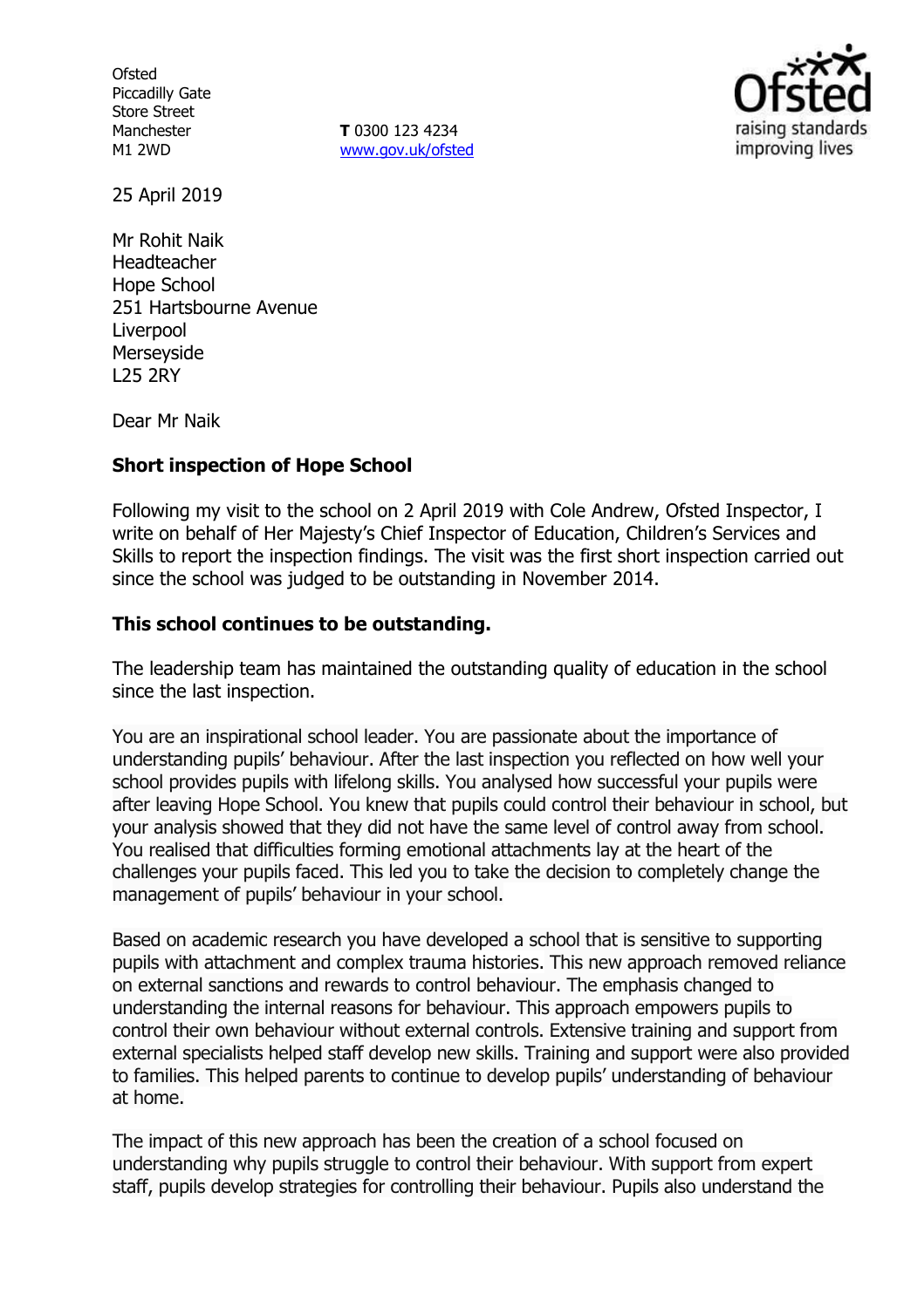Ofsted
Piccadilly Gate
Store Street
Manchester
M1 2WD

**T** 0300 123 4234
www.gov.uk/ofsted

25 April 2019

Mr Rohit Naik
Headteacher
Hope School
251 Hartsbourne Avenue
Liverpool
Merseyside
L25 2RY

Dear Mr Naik

**Short inspection of Hope School**

Following my visit to the school on 2 April 2019 with Cole Andrew, Ofsted Inspector, I write on behalf of Her Majesty's Chief Inspector of Education, Children's Services and Skills to report the inspection findings. The visit was the first short inspection carried out since the school was judged to be outstanding in November 2014.

**This school continues to be outstanding.**

The leadership team has maintained the outstanding quality of education in the school since the last inspection.

You are an inspirational school leader. You are passionate about the importance of understanding pupils' behaviour. After the last inspection you reflected on how well your school provides pupils with lifelong skills. You analysed how successful your pupils were after leaving Hope School. You knew that pupils could control their behaviour in school, but your analysis showed that they did not have the same level of control away from school. You realised that difficulties forming emotional attachments lay at the heart of the challenges your pupils faced. This led you to take the decision to completely change the management of pupils' behaviour in your school.

Based on academic research you have developed a school that is sensitive to supporting pupils with attachment and complex trauma histories. This new approach removed reliance on external sanctions and rewards to control behaviour. The emphasis changed to understanding the internal reasons for behaviour. This approach empowers pupils to control their own behaviour without external controls. Extensive training and support from external specialists helped staff develop new skills. Training and support were also provided to families. This helped parents to continue to develop pupils' understanding of behaviour at home.

The impact of this new approach has been the creation of a school focused on understanding why pupils struggle to control their behaviour. With support from expert staff, pupils develop strategies for controlling their behaviour. Pupils also understand the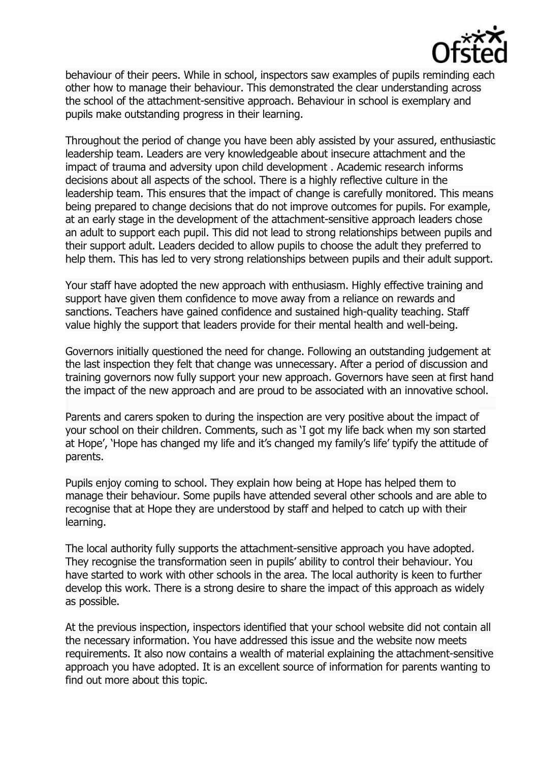behaviour of their peers. While in school, inspectors saw examples of pupils reminding each other how to manage their behaviour. This demonstrated the clear understanding across the school of the attachment-sensitive approach. Behaviour in school is exemplary and pupils make outstanding progress in their learning.

Throughout the period of change you have been ably assisted by your assured, enthusiastic leadership team. Leaders are very knowledgeable about insecure attachment and the impact of trauma and adversity upon child development . Academic research informs decisions about all aspects of the school. There is a highly reflective culture in the leadership team. This ensures that the impact of change is carefully monitored. This means being prepared to change decisions that do not improve outcomes for pupils. For example, at an early stage in the development of the attachment-sensitive approach leaders chose an adult to support each pupil. This did not lead to strong relationships between pupils and their support adult. Leaders decided to allow pupils to choose the adult they preferred to help them. This has led to very strong relationships between pupils and their adult support.

Your staff have adopted the new approach with enthusiasm. Highly effective training and support have given them confidence to move away from a reliance on rewards and sanctions. Teachers have gained confidence and sustained high-quality teaching. Staff value highly the support that leaders provide for their mental health and well-being.

Governors initially questioned the need for change. Following an outstanding judgement at the last inspection they felt that change was unnecessary. After a period of discussion and training governors now fully support your new approach. Governors have seen at first hand the impact of the new approach and are proud to be associated with an innovative school.

Parents and carers spoken to during the inspection are very positive about the impact of your school on their children. Comments, such as 'I got my life back when my son started at Hope', 'Hope has changed my life and it's changed my family's life' typify the attitude of parents.

Pupils enjoy coming to school. They explain how being at Hope has helped them to manage their behaviour. Some pupils have attended several other schools and are able to recognise that at Hope they are understood by staff and helped to catch up with their learning.

The local authority fully supports the attachment-sensitive approach you have adopted. They recognise the transformation seen in pupils' ability to control their behaviour. You have started to work with other schools in the area. The local authority is keen to further develop this work. There is a strong desire to share the impact of this approach as widely as possible.

At the previous inspection, inspectors identified that your school website did not contain all the necessary information. You have addressed this issue and the website now meets requirements. It also now contains a wealth of material explaining the attachment-sensitive approach you have adopted. It is an excellent source of information for parents wanting to find out more about this topic.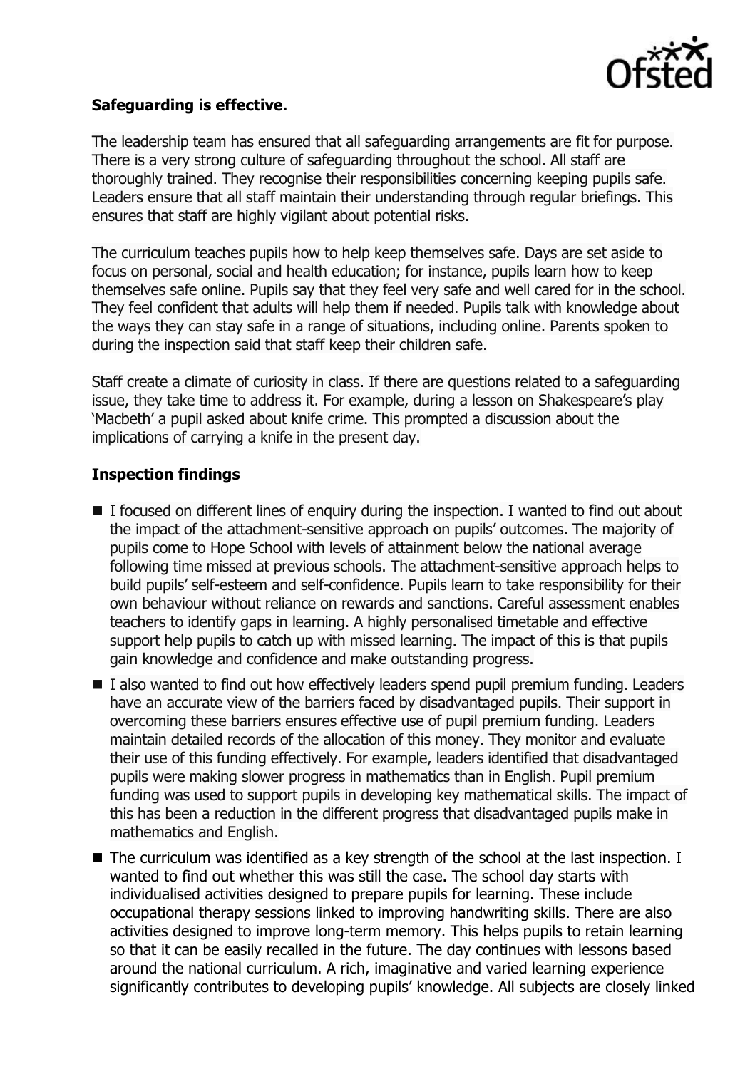**Safeguarding is effective.**

The leadership team has ensured that all safeguarding arrangements are fit for purpose. There is a very strong culture of safeguarding throughout the school. All staff are thoroughly trained. They recognise their responsibilities concerning keeping pupils safe. Leaders ensure that all staff maintain their understanding through regular briefings. This ensures that staff are highly vigilant about potential risks.

The curriculum teaches pupils how to help keep themselves safe. Days are set aside to focus on personal, social and health education; for instance, pupils learn how to keep themselves safe online. Pupils say that they feel very safe and well cared for in the school. They feel confident that adults will help them if needed. Pupils talk with knowledge about the ways they can stay safe in a range of situations, including online. Parents spoken to during the inspection said that staff keep their children safe.

Staff create a climate of curiosity in class. If there are questions related to a safeguarding issue, they take time to address it. For example, during a lesson on Shakespeare's play 'Macbeth' a pupil asked about knife crime. This prompted a discussion about the implications of carrying a knife in the present day.

## Inspection findings

- I focused on different lines of enquiry during the inspection. I wanted to find out about the impact of the attachment-sensitive approach on pupils' outcomes. The majority of pupils come to Hope School with levels of attainment below the national average following time missed at previous schools. The attachment-sensitive approach helps to build pupils' self-esteem and self-confidence. Pupils learn to take responsibility for their own behaviour without reliance on rewards and sanctions. Careful assessment enables teachers to identify gaps in learning. A highly personalised timetable and effective support help pupils to catch up with missed learning. The impact of this is that pupils gain knowledge and confidence and make outstanding progress.
- I also wanted to find out how effectively leaders spend pupil premium funding. Leaders have an accurate view of the barriers faced by disadvantaged pupils. Their support in overcoming these barriers ensures effective use of pupil premium funding. Leaders maintain detailed records of the allocation of this money. They monitor and evaluate their use of this funding effectively. For example, leaders identified that disadvantaged pupils were making slower progress in mathematics than in English. Pupil premium funding was used to support pupils in developing key mathematical skills. The impact of this has been a reduction in the different progress that disadvantaged pupils make in mathematics and English.
- The curriculum was identified as a key strength of the school at the last inspection. I wanted to find out whether this was still the case. The school day starts with individualised activities designed to prepare pupils for learning. These include occupational therapy sessions linked to improving handwriting skills. There are also activities designed to improve long-term memory. This helps pupils to retain learning so that it can be easily recalled in the future. The day continues with lessons based around the national curriculum. A rich, imaginative and varied learning experience significantly contributes to developing pupils' knowledge. All subjects are closely linked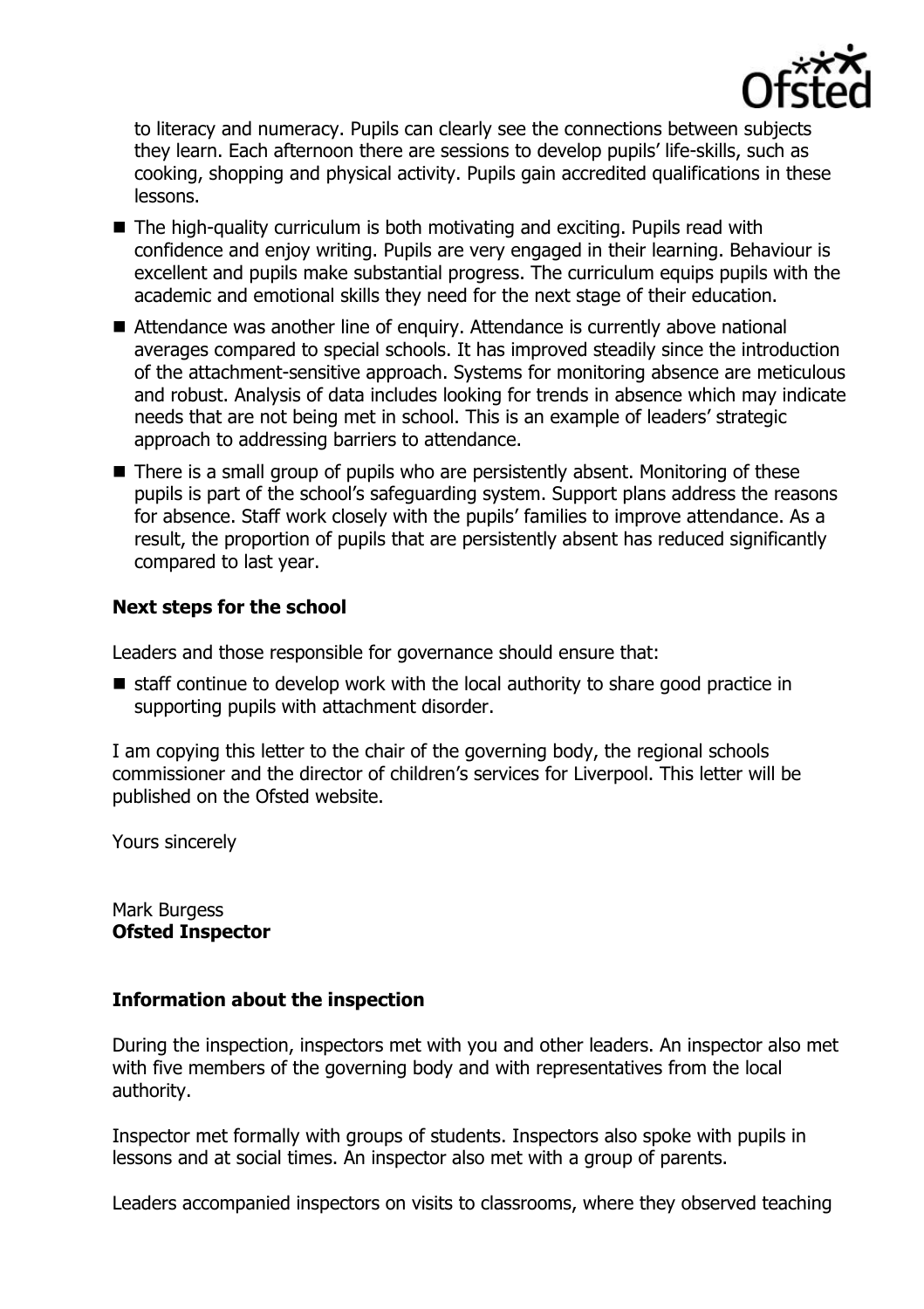to literacy and numeracy. Pupils can clearly see the connections between subjects they learn. Each afternoon there are sessions to develop pupils' life-skills, such as cooking, shopping and physical activity. Pupils gain accredited qualifications in these lessons.

- The high-quality curriculum is both motivating and exciting. Pupils read with confidence and enjoy writing. Pupils are very engaged in their learning. Behaviour is excellent and pupils make substantial progress. The curriculum equips pupils with the academic and emotional skills they need for the next stage of their education.
- Attendance was another line of enquiry. Attendance is currently above national averages compared to special schools. It has improved steadily since the introduction of the attachment-sensitive approach. Systems for monitoring absence are meticulous and robust. Analysis of data includes looking for trends in absence which may indicate needs that are not being met in school. This is an example of leaders' strategic approach to addressing barriers to attendance.
- There is a small group of pupils who are persistently absent. Monitoring of these pupils is part of the school's safeguarding system. Support plans address the reasons for absence. Staff work closely with the pupils' families to improve attendance. As a result, the proportion of pupils that are persistently absent has reduced significantly compared to last year.

### Next steps for the school

Leaders and those responsible for governance should ensure that:

- staff continue to develop work with the local authority to share good practice in supporting pupils with attachment disorder.

I am copying this letter to the chair of the governing body, the regional schools commissioner and the director of children's services for Liverpool. This letter will be published on the Ofsted website.

Yours sincerely

Mark Burgess
**Ofsted Inspector**

### Information about the inspection

During the inspection, inspectors met with you and other leaders. An inspector also met with five members of the governing body and with representatives from the local authority.

Inspector met formally with groups of students. Inspectors also spoke with pupils in lessons and at social times. An inspector also met with a group of parents.

Leaders accompanied inspectors on visits to classrooms, where they observed teaching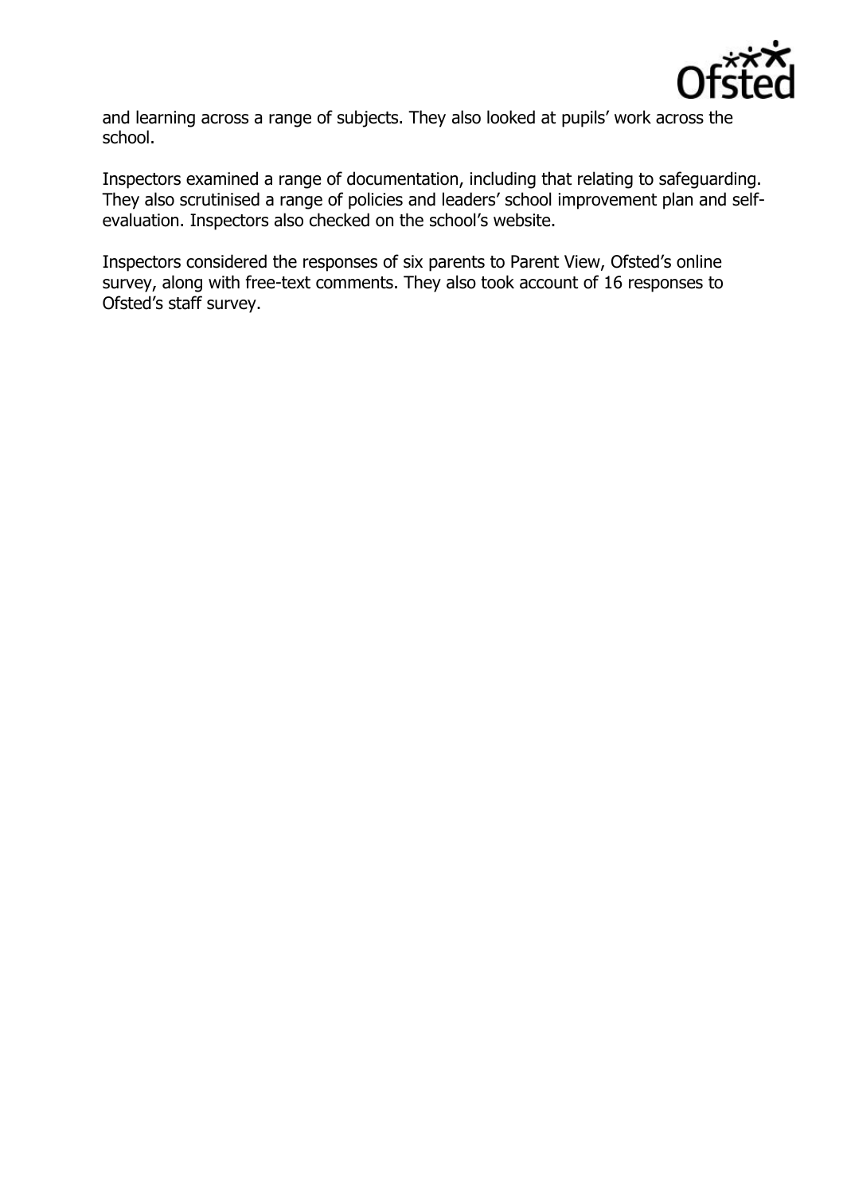and learning across a range of subjects. They also looked at pupils' work across the school.

Inspectors examined a range of documentation, including that relating to safeguarding. They also scrutinised a range of policies and leaders' school improvement plan and self-evaluation. Inspectors also checked on the school's website.

Inspectors considered the responses of six parents to Parent View, Ofsted's online survey, along with free-text comments. They also took account of 16 responses to Ofsted's staff survey.